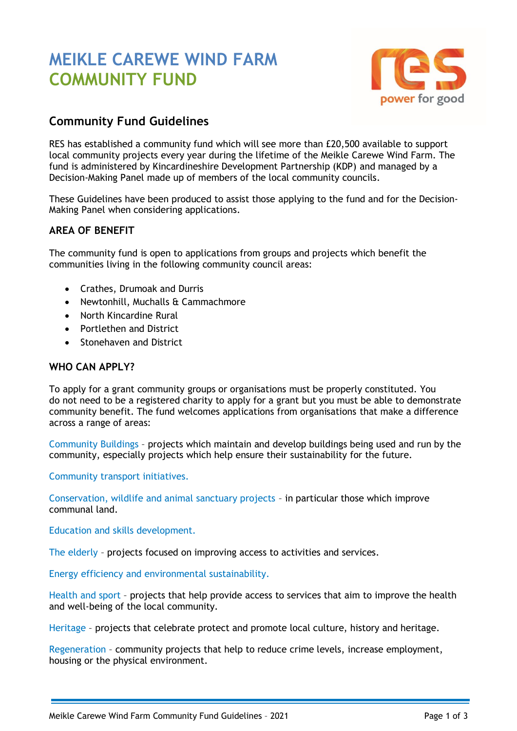# MEIKLE CAREWE WIND FARM COMMUNITY FUND

## Community Fund Guidelines

RES has established a community fund which will see more than £20,500 available to support local community projects every year during the lifetime of the Meikle Carewe Wind Farm. The fund is administered by Kincardineshire Development Partnership (KDP) and managed by a Decision-Making Panel made up of members of the local community councils.

These Guidelines have been produced to assist those applying to the fund and for the Decision-Making Panel when considering applications.

### AREA OF BENEFIT

The community fund is open to applications from groups and projects which benefit the communities living in the following community council areas:

- Crathes, Drumoak and Durris
- Newtonhill, Muchalls & Cammachmore
- North Kincardine Rural
- Portlethen and District
- Stonehaven and District

### WHO CAN APPLY?

To apply for a grant community groups or organisations must be properly constituted. You do not need to be a registered charity to apply for a grant but you must be able to demonstrate community benefit. The fund welcomes applications from organisations that make a difference across a range of areas:

Community Buildings – projects which maintain and develop buildings being used and run by the community, especially projects which help ensure their sustainability for the future.

Community transport initiatives.

Conservation, wildlife and animal sanctuary projects – in particular those which improve communal land.

Education and skills development.

The elderly – projects focused on improving access to activities and services.

Energy efficiency and environmental sustainability.

Health and sport – projects that help provide access to services that aim to improve the health and well-being of the local community.

Heritage – projects that celebrate protect and promote local culture, history and heritage.

Regeneration – community projects that help to reduce crime levels, increase employment, housing or the physical environment.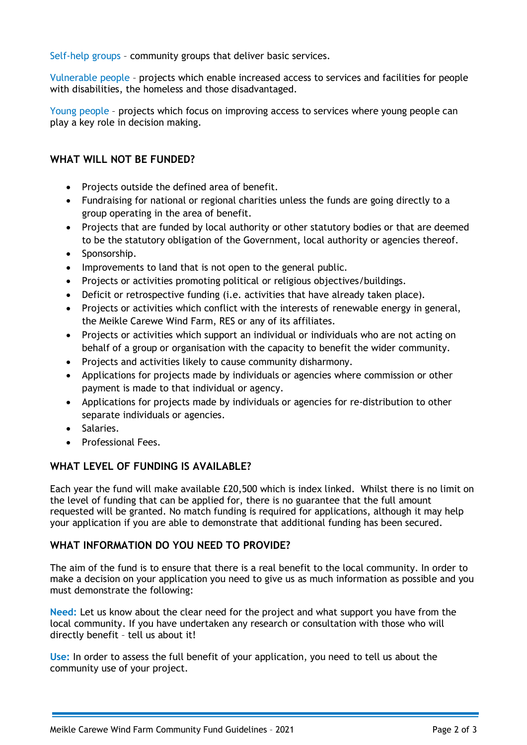Self-help groups – community groups that deliver basic services.

Vulnerable people – projects which enable increased access to services and facilities for people with disabilities, the homeless and those disadvantaged.

Young people – projects which focus on improving access to services where young people can play a key role in decision making.

## WHAT WILL NOT BE FUNDED?

- Projects outside the defined area of benefit.
- Fundraising for national or regional charities unless the funds are going directly to a group operating in the area of benefit.
- Projects that are funded by local authority or other statutory bodies or that are deemed to be the statutory obligation of the Government, local authority or agencies thereof.
- Sponsorship.
- Improvements to land that is not open to the general public.
- Projects or activities promoting political or religious objectives/buildings.
- Deficit or retrospective funding (i.e. activities that have already taken place).
- Projects or activities which conflict with the interests of renewable energy in general, the Meikle Carewe Wind Farm, RES or any of its affiliates.
- Projects or activities which support an individual or individuals who are not acting on behalf of a group or organisation with the capacity to benefit the wider community.
- Projects and activities likely to cause community disharmony.
- Applications for projects made by individuals or agencies where commission or other payment is made to that individual or agency.
- Applications for projects made by individuals or agencies for re-distribution to other separate individuals or agencies.
- Salaries.
- Professional Fees.

## WHAT LEVEL OF FUNDING IS AVAILABLE?

Each year the fund will make available £20,500 which is index linked. Whilst there is no limit on the level of funding that can be applied for, there is no guarantee that the full amount requested will be granted. No match funding is required for applications, although it may help your application if you are able to demonstrate that additional funding has been secured.

## WHAT INFORMATION DO YOU NEED TO PROVIDE?

The aim of the fund is to ensure that there is a real benefit to the local community. In order to make a decision on your application you need to give us as much information as possible and you must demonstrate the following:

**Need:** Let us know about the clear need for the project and what support you have from the local community. If you have undertaken any research or consultation with those who will directly benefit – tell us about it!

**Use:** In order to assess the full benefit of your application, you need to tell us about the community use of your project.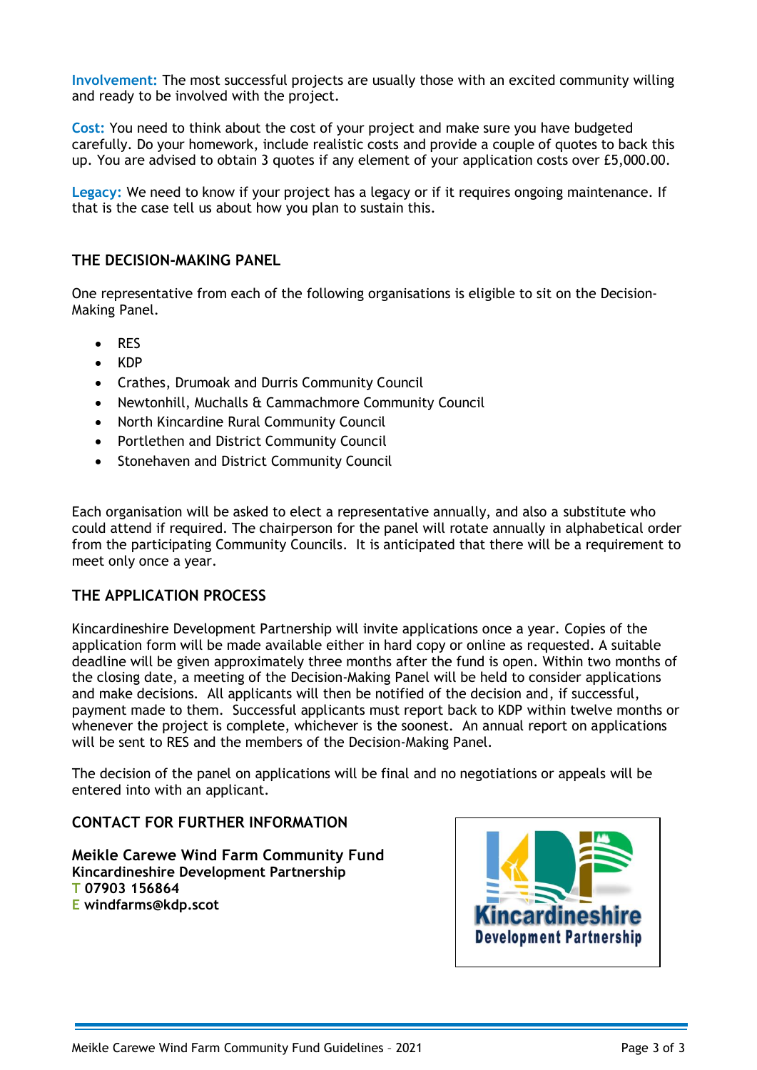**Involvement:** The most successful projects are usually those with an excited community willing and ready to be involved with the project.

**Cost:** You need to think about the cost of your project and make sure you have budgeted carefully. Do your homework, include realistic costs and provide a couple of quotes to back this up. You are advised to obtain 3 quotes if any element of your application costs over £5,000.00.

**Legacy:** We need to know if your project has a legacy or if it requires ongoing maintenance. If that is the case tell us about how you plan to sustain this.

## THE DECISION-MAKING PANEL

One representative from each of the following organisations is eligible to sit on the Decision-Making Panel.

- RES
- KDP
- Crathes, Drumoak and Durris Community Council
- Newtonhill, Muchalls & Cammachmore Community Council
- North Kincardine Rural Community Council
- Portlethen and District Community Council
- Stonehaven and District Community Council

Each organisation will be asked to elect a representative annually, and also a substitute who could attend if required. The chairperson for the panel will rotate annually in alphabetical order from the participating Community Councils. It is anticipated that there will be a requirement to meet only once a year.

## THE APPLICATION PROCESS

Kincardineshire Development Partnership will invite applications once a year. Copies of the application form will be made available either in hard copy or online as requested. A suitable deadline will be given approximately three months after the fund is open. Within two months of the closing date, a meeting of the Decision-Making Panel will be held to consider applications and make decisions. All applicants will then be notified of the decision and, if successful, payment made to them. Successful applicants must report back to KDP within twelve months or whenever the project is complete, whichever is the soonest. An annual report on applications will be sent to RES and the members of the Decision-Making Panel.

The decision of the panel on applications will be final and no negotiations or appeals will be entered into with an applicant.

## CONTACT FOR FURTHER INFORMATION

**Meikle Carewe Wind Farm Community Fund**
**Kincardineshire Development Partnership**
**T 07903 156864**
**E windfarms@kdp.scot**

Kincardineshire Development Partnership